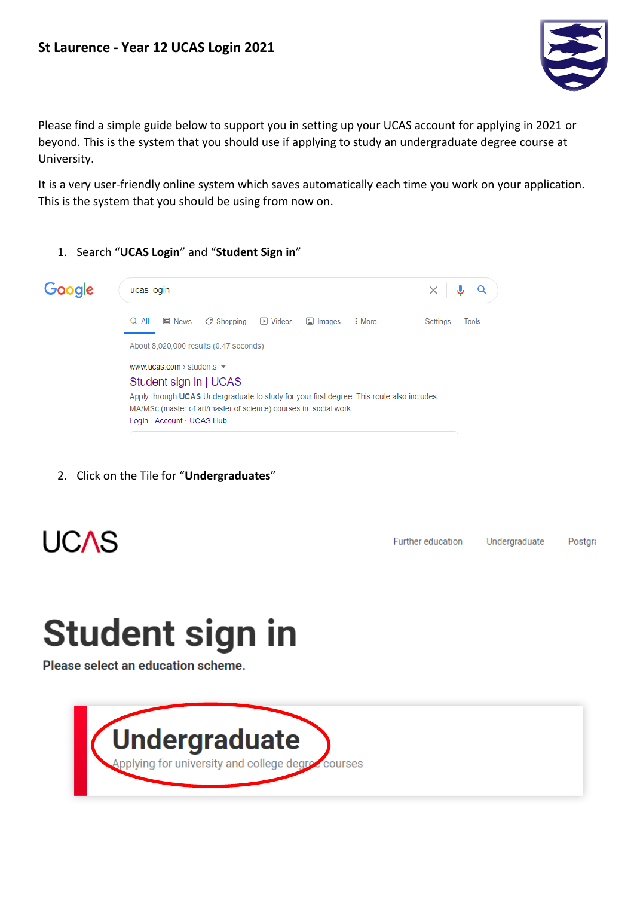**St Laurence - Year 12 UCAS Login 2021**

Please find a simple guide below to support you in setting up your UCAS account for applying in 2021 or beyond. This is the system that you should use if applying to study an undergraduate degree course at University.

It is a very user-friendly online system which saves automatically each time you work on your application. This is the system that you should be using from now on.

1. Search "**UCAS Login**" and "**Student Sign in**"

2. Click on the Tile for "**Undergraduates**"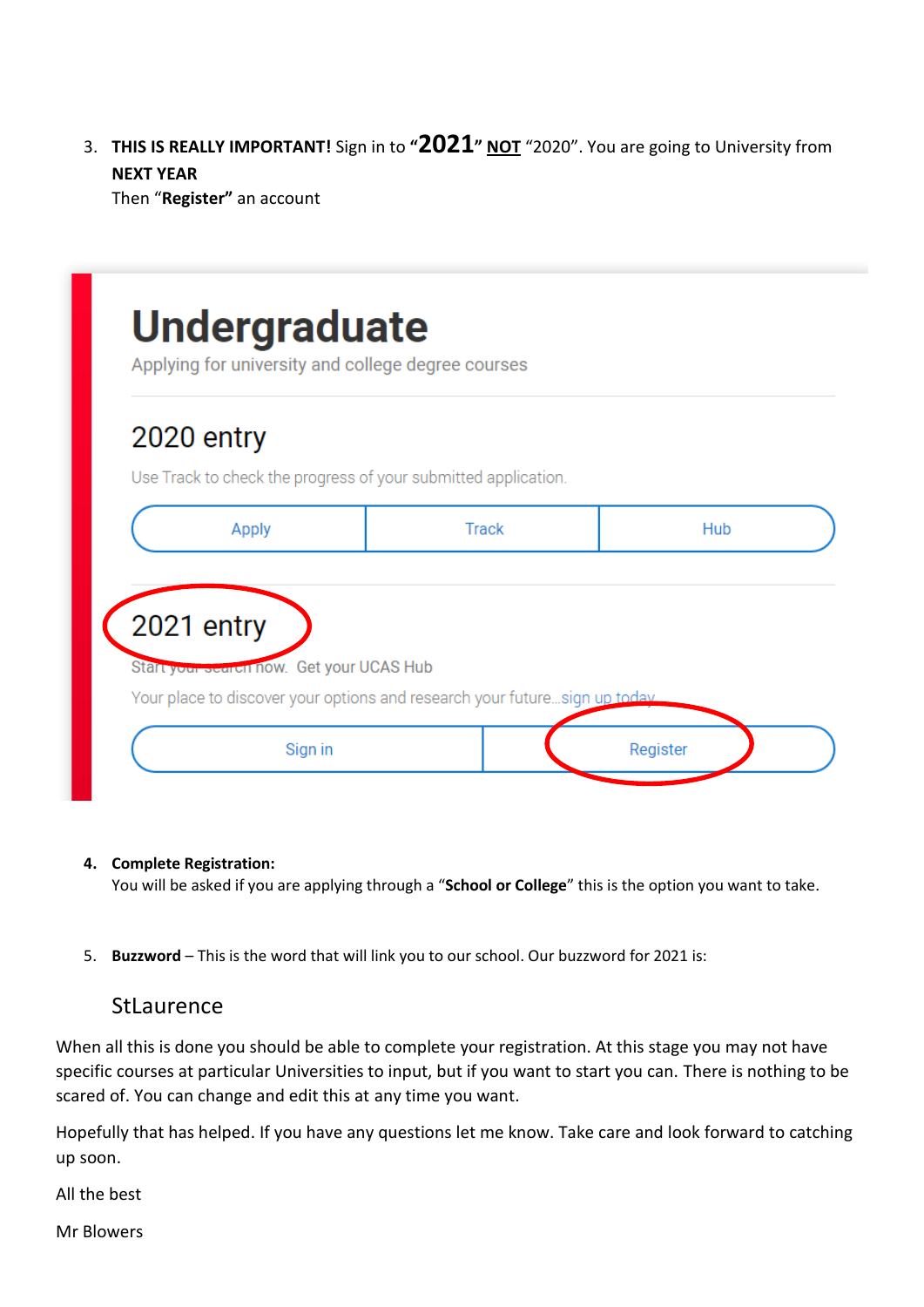3. **THIS IS REALLY IMPORTANT!** Sign in to **"2021"** **NOT** "2020". You are going to University from **NEXT YEAR**
   Then "**Register"** an account

Undergraduate

Applying for university and college degree courses

2020 entry

Use Track to check the progress of your submitted application.

Apply | Track | Hub

2021 entry

Start your search now. Get your UCAS Hub

Your place to discover your options and research your future...sign up today

Sign in | Register

4. **Complete Registration:**
   You will be asked if you are applying through a "**School or College**" this is the option you want to take.

5. **Buzzword** – This is the word that will link you to our school. Our buzzword for 2021 is:

   StLaurence

When all this is done you should be able to complete your registration. At this stage you may not have specific courses at particular Universities to input, but if you want to start you can. There is nothing to be scared of. You can change and edit this at any time you want.

Hopefully that has helped. If you have any questions let me know. Take care and look forward to catching up soon.

All the best

Mr Blowers